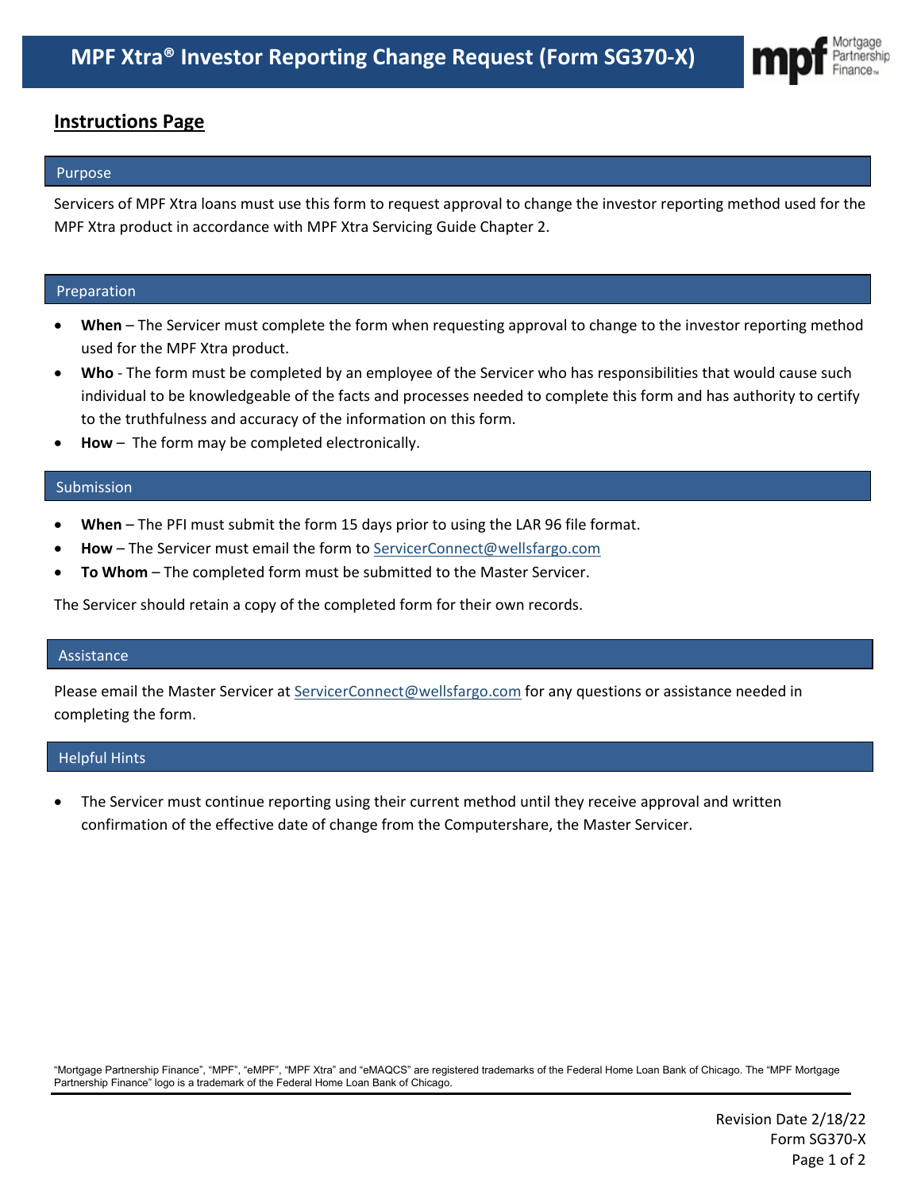# MPF Xtra® Investor Reporting Change Request (Form SG370-X)

## Instructions Page

### Purpose

Servicers of MPF Xtra loans must use this form to request approval to change the investor reporting method used for the MPF Xtra product in accordance with MPF Xtra Servicing Guide Chapter 2.

### Preparation

- **When** – The Servicer must complete the form when requesting approval to change to the investor reporting method used for the MPF Xtra product.
- **Who** - The form must be completed by an employee of the Servicer who has responsibilities that would cause such individual to be knowledgeable of the facts and processes needed to complete this form and has authority to certify to the truthfulness and accuracy of the information on this form.
- **How** – The form may be completed electronically.

### Submission

- **When** – The PFI must submit the form 15 days prior to using the LAR 96 file format.
- **How** – The Servicer must email the form to ServicerConnect@wellsfargo.com
- **To Whom** – The completed form must be submitted to the Master Servicer.

The Servicer should retain a copy of the completed form for their own records.

### Assistance

Please email the Master Servicer at ServicerConnect@wellsfargo.com for any questions or assistance needed in completing the form.

### Helpful Hints

- The Servicer must continue reporting using their current method until they receive approval and written confirmation of the effective date of change from the Computershare, the Master Servicer.

"Mortgage Partnership Finance", "MPF", "eMPF", "MPF Xtra" and "eMAQCS" are registered trademarks of the Federal Home Loan Bank of Chicago. The "MPF Mortgage Partnership Finance" logo is a trademark of the Federal Home Loan Bank of Chicago.

Revision Date 2/18/22
Form SG370-X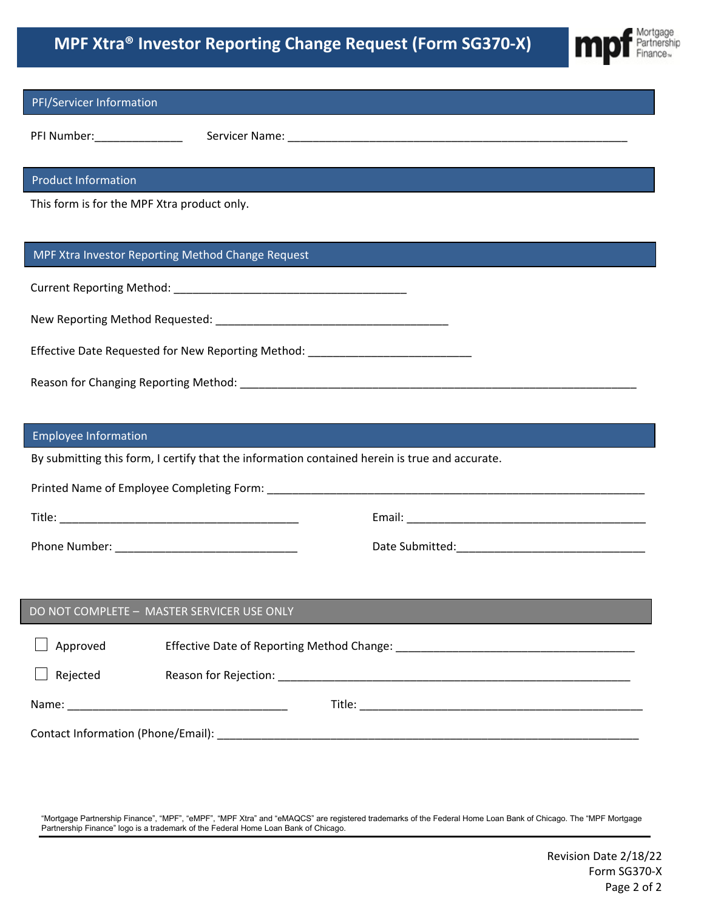# MPF Xtra® Investor Reporting Change Request (Form SG370-X)

## PFI/Servicer Information

PFI Number:______________ Servicer Name: ________________________________________________________

## Product Information

This form is for the MPF Xtra product only.

## MPF Xtra Investor Reporting Method Change Request

Current Reporting Method: ______________________________________

New Reporting Method Requested: ______________________________________

Effective Date Requested for New Reporting Method: __________________________

Reason for Changing Reporting Method: _________________________________________________________________

## Employee Information

By submitting this form, I certify that the information contained herein is true and accurate.

Printed Name of Employee Completing Form: ______________________________________________________________

Title: _______________________________________ Email: _______________________________________

Phone Number: _____________________________ Date Submitted:______________________________

## DO NOT COMPLETE – MASTER SERVICER USE ONLY

☐ Approved Effective Date of Reporting Method Change: _______________________________________

☐ Rejected Reason for Rejection: __________________________________________________________

Name: ____________________________________ Title: ______________________________________________

Contact Information (Phone/Email): ______________________________________________________________________

"Mortgage Partnership Finance", "MPF", "eMPF", "MPF Xtra" and "eMAQCS" are registered trademarks of the Federal Home Loan Bank of Chicago. The "MPF Mortgage Partnership Finance" logo is a trademark of the Federal Home Loan Bank of Chicago.

Revision Date 2/18/22
Form SG370-X